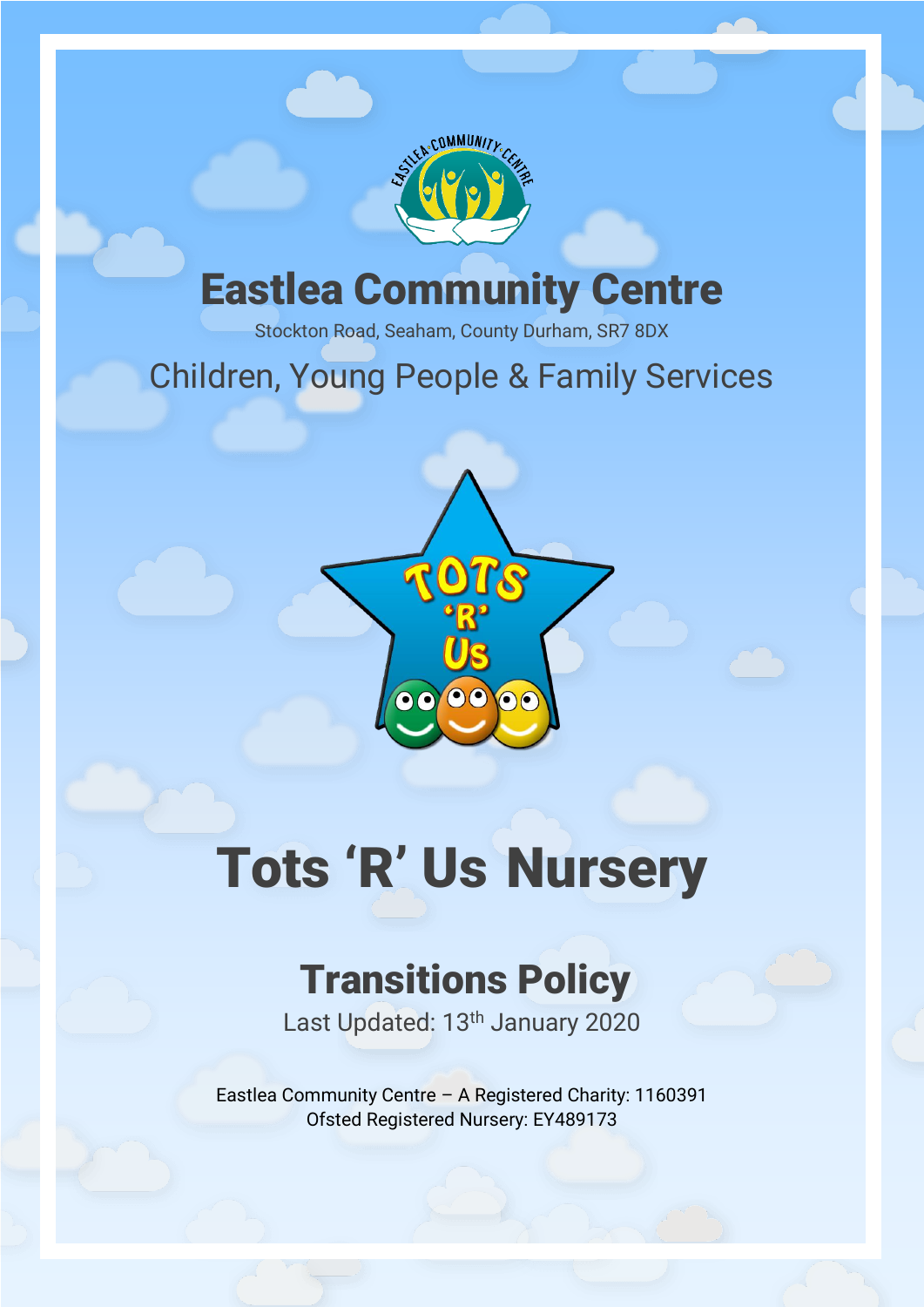# Eastlea Community Centre

Stockton Road, Seaham, County Durham, SR7 8DX

Children, Young People & Family Services

# Tots ‘R’ Us Nursery

## Transitions Policy

Last Updated: 13th January 2020

Eastlea Community Centre – A Registered Charity: 1160391
Ofsted Registered Nursery: EY489173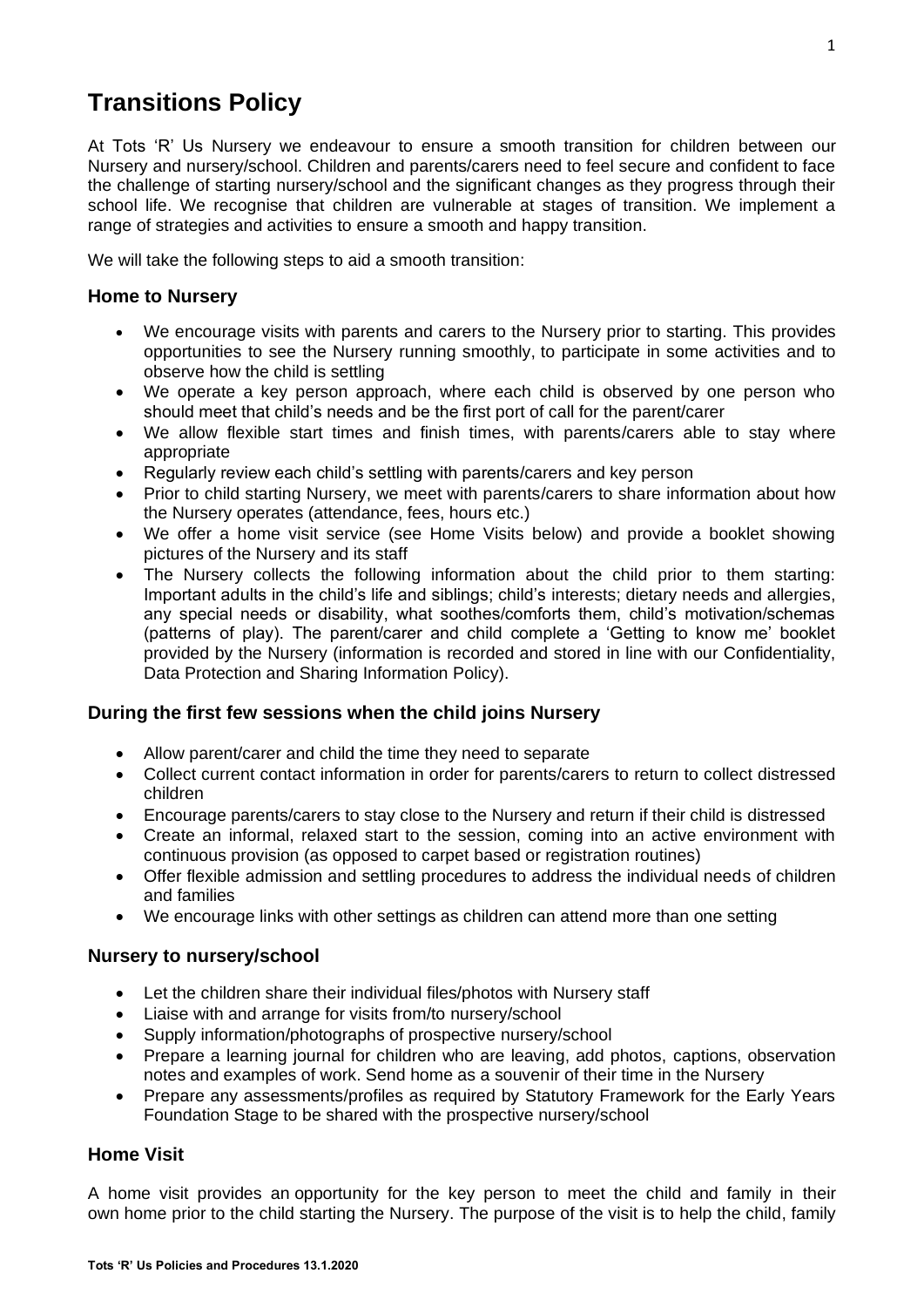# Transitions Policy

At Tots 'R' Us Nursery we endeavour to ensure a smooth transition for children between our Nursery and nursery/school. Children and parents/carers need to feel secure and confident to face the challenge of starting nursery/school and the significant changes as they progress through their school life. We recognise that children are vulnerable at stages of transition. We implement a range of strategies and activities to ensure a smooth and happy transition.

We will take the following steps to aid a smooth transition:

### Home to Nursery

- We encourage visits with parents and carers to the Nursery prior to starting. This provides opportunities to see the Nursery running smoothly, to participate in some activities and to observe how the child is settling
- We operate a key person approach, where each child is observed by one person who should meet that child's needs and be the first port of call for the parent/carer
- We allow flexible start times and finish times, with parents/carers able to stay where appropriate
- Regularly review each child's settling with parents/carers and key person
- Prior to child starting Nursery, we meet with parents/carers to share information about how the Nursery operates (attendance, fees, hours etc.)
- We offer a home visit service (see Home Visits below) and provide a booklet showing pictures of the Nursery and its staff
- The Nursery collects the following information about the child prior to them starting: Important adults in the child's life and siblings; child's interests; dietary needs and allergies, any special needs or disability, what soothes/comforts them, child's motivation/schemas (patterns of play). The parent/carer and child complete a 'Getting to know me' booklet provided by the Nursery (information is recorded and stored in line with our Confidentiality, Data Protection and Sharing Information Policy).

### During the first few sessions when the child joins Nursery

- Allow parent/carer and child the time they need to separate
- Collect current contact information in order for parents/carers to return to collect distressed children
- Encourage parents/carers to stay close to the Nursery and return if their child is distressed
- Create an informal, relaxed start to the session, coming into an active environment with continuous provision (as opposed to carpet based or registration routines)
- Offer flexible admission and settling procedures to address the individual needs of children and families
- We encourage links with other settings as children can attend more than one setting

### Nursery to nursery/school

- Let the children share their individual files/photos with Nursery staff
- Liaise with and arrange for visits from/to nursery/school
- Supply information/photographs of prospective nursery/school
- Prepare a learning journal for children who are leaving, add photos, captions, observation notes and examples of work. Send home as a souvenir of their time in the Nursery
- Prepare any assessments/profiles as required by Statutory Framework for the Early Years Foundation Stage to be shared with the prospective nursery/school

### Home Visit

A home visit provides an opportunity for the key person to meet the child and family in their own home prior to the child starting the Nursery. The purpose of the visit is to help the child, family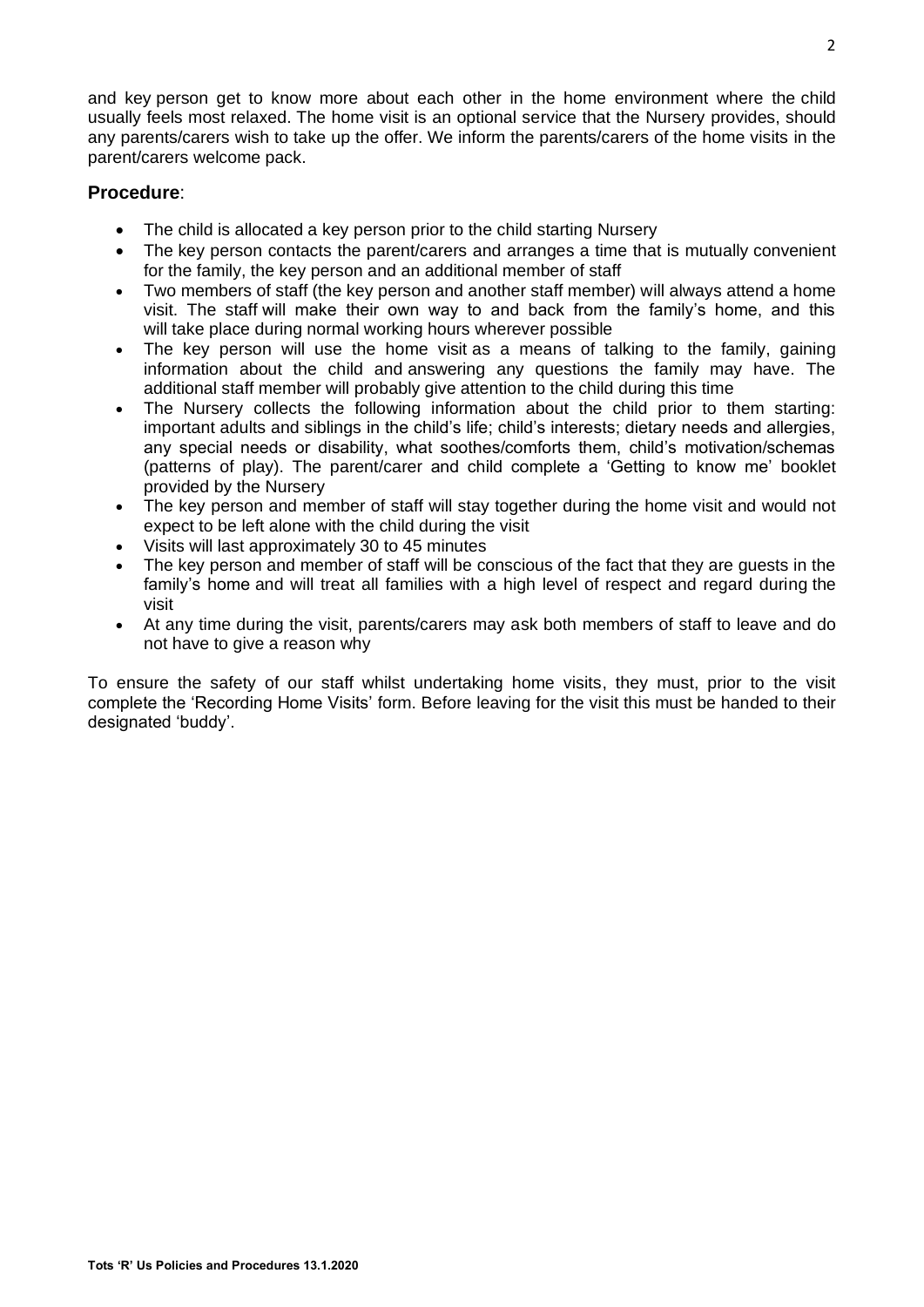and key person get to know more about each other in the home environment where the child usually feels most relaxed. The home visit is an optional service that the Nursery provides, should any parents/carers wish to take up the offer. We inform the parents/carers of the home visits in the parent/carers welcome pack.

## **Procedure**:

- The child is allocated a key person prior to the child starting Nursery
- The key person contacts the parent/carers and arranges a time that is mutually convenient for the family, the key person and an additional member of staff
- Two members of staff (the key person and another staff member) will always attend a home visit. The staff will make their own way to and back from the family's home, and this will take place during normal working hours wherever possible
- The key person will use the home visit as a means of talking to the family, gaining information about the child and answering any questions the family may have. The additional staff member will probably give attention to the child during this time
- The Nursery collects the following information about the child prior to them starting: important adults and siblings in the child's life; child's interests; dietary needs and allergies, any special needs or disability, what soothes/comforts them, child's motivation/schemas (patterns of play). The parent/carer and child complete a 'Getting to know me' booklet provided by the Nursery
- The key person and member of staff will stay together during the home visit and would not expect to be left alone with the child during the visit
- Visits will last approximately 30 to 45 minutes
- The key person and member of staff will be conscious of the fact that they are guests in the family's home and will treat all families with a high level of respect and regard during the visit
- At any time during the visit, parents/carers may ask both members of staff to leave and do not have to give a reason why

To ensure the safety of our staff whilst undertaking home visits, they must, prior to the visit complete the 'Recording Home Visits' form. Before leaving for the visit this must be handed to their designated 'buddy'.